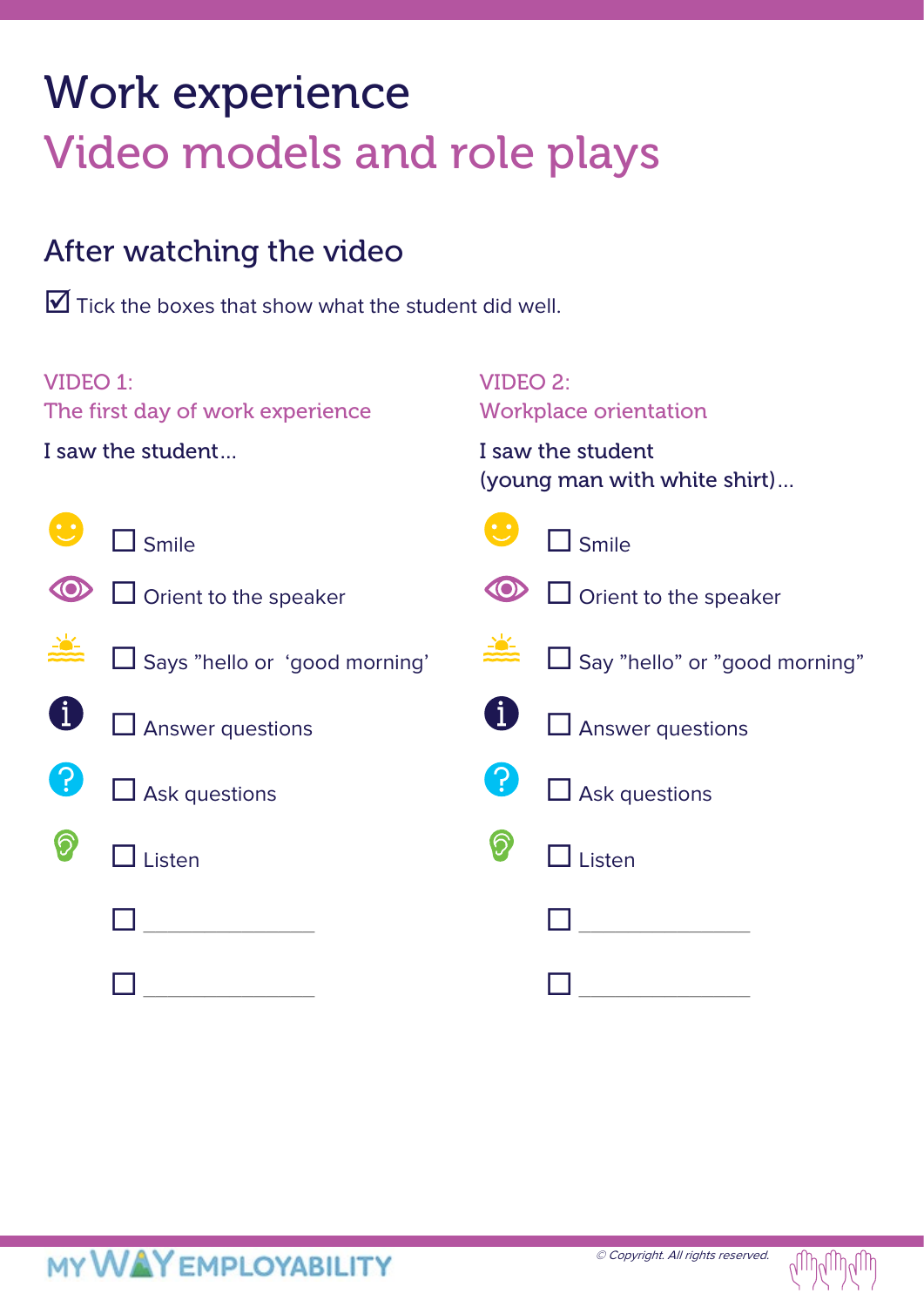# Work experience

## Video models and role plays

### After watching the video

☑ Tick the boxes that show what the student did well.

**VIDEO 1:**
**The first day of work experience**

I saw the student...

- ☐ Smile
- ☐ Orient to the speaker
- ☐ Says "hello or 'good morning'
- ☐ Answer questions
- ☐ Ask questions
- ☐ Listen
- ☐ _______________
- ☐ _______________

**VIDEO 2:**
**Workplace orientation**

I saw the student
(young man with white shirt)...

- ☐ Smile
- ☐ Orient to the speaker
- ☐ Say "hello" or "good morning"
- ☐ Answer questions
- ☐ Ask questions
- ☐ Listen
- ☐ _______________
- ☐ _______________

MY WAY EMPLOYABILITY

© Copyright. All rights reserved.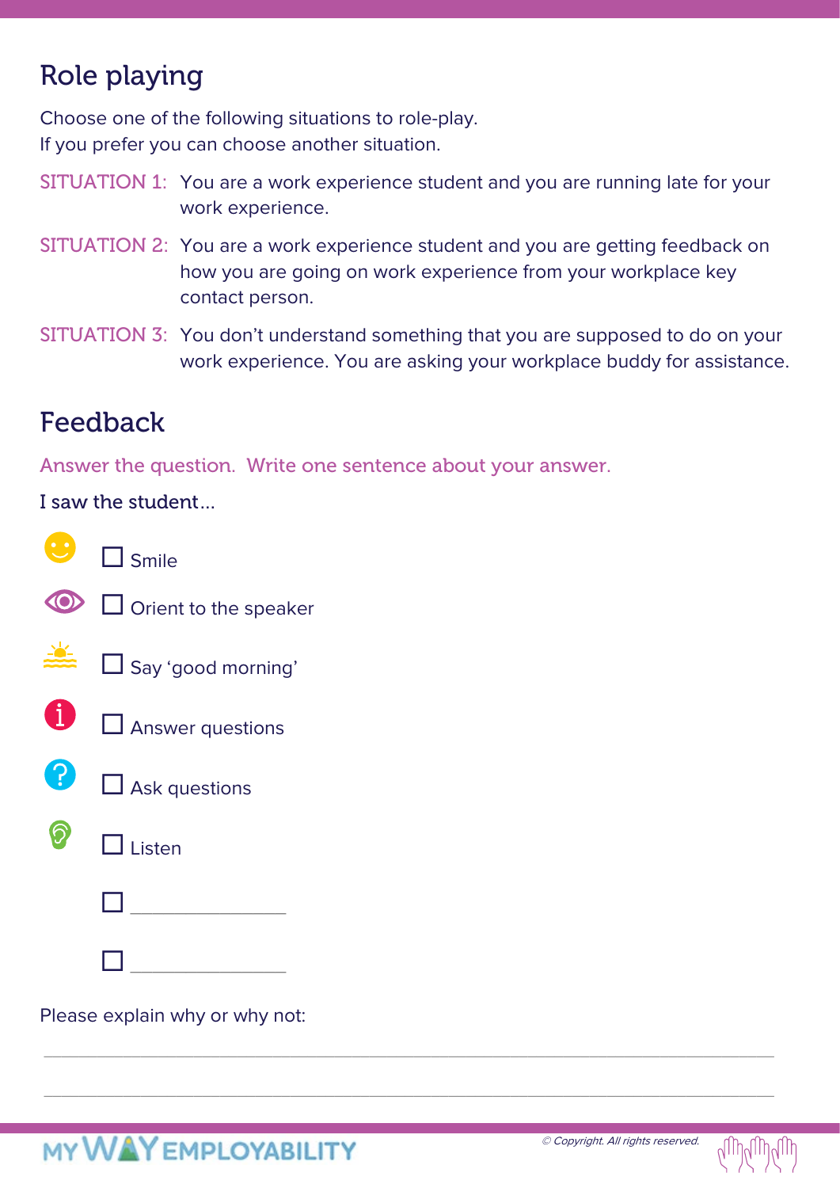## Role playing

Choose one of the following situations to role-play.
If you prefer you can choose another situation.

SITUATION 1: You are a work experience student and you are running late for your work experience.

SITUATION 2: You are a work experience student and you are getting feedback on how you are going on work experience from your workplace key contact person.

SITUATION 3: You don't understand something that you are supposed to do on your work experience. You are asking your workplace buddy for assistance.

## Feedback

Answer the question. Write one sentence about your answer.

I saw the student...

- ☐ Smile
- ☐ Orient to the speaker
- ☐ Say 'good morning'
- ☐ Answer questions
- ☐ Ask questions
- ☐ Listen
- ☐ ______________
- ☐ ______________

Please explain why or why not:

______________________________________________________________________

______________________________________________________________________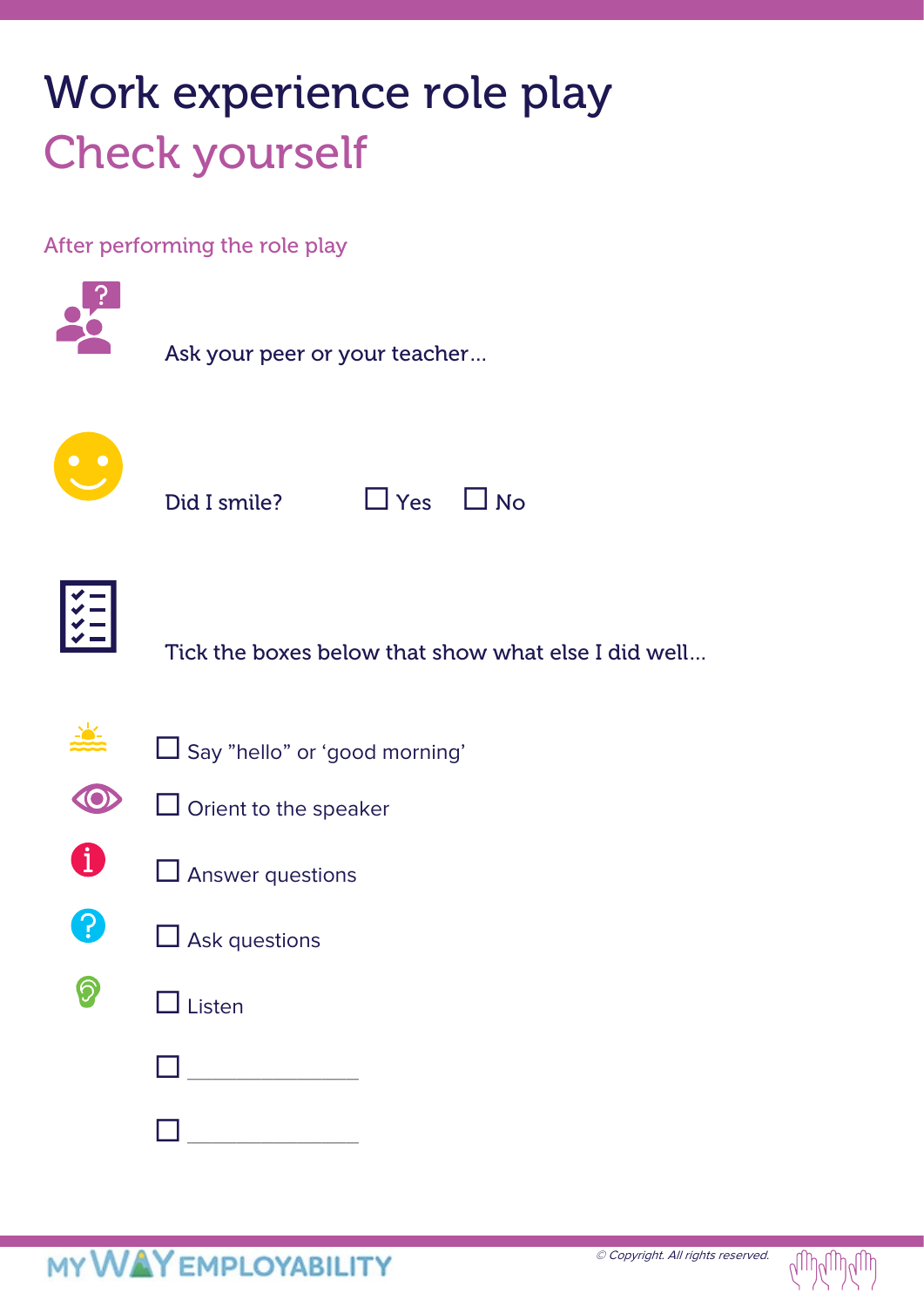# Work experience role play
## Check yourself

After performing the role play

Ask your peer or your teacher…

Did I smile? ☐ Yes ☐ No

Tick the boxes below that show what else I did well…

- ☐ Say ”hello” or ‘good morning’
- ☐ Orient to the speaker
- ☐ Answer questions
- ☐ Ask questions
- ☐ Listen
- ☐ _______________
- ☐ _______________